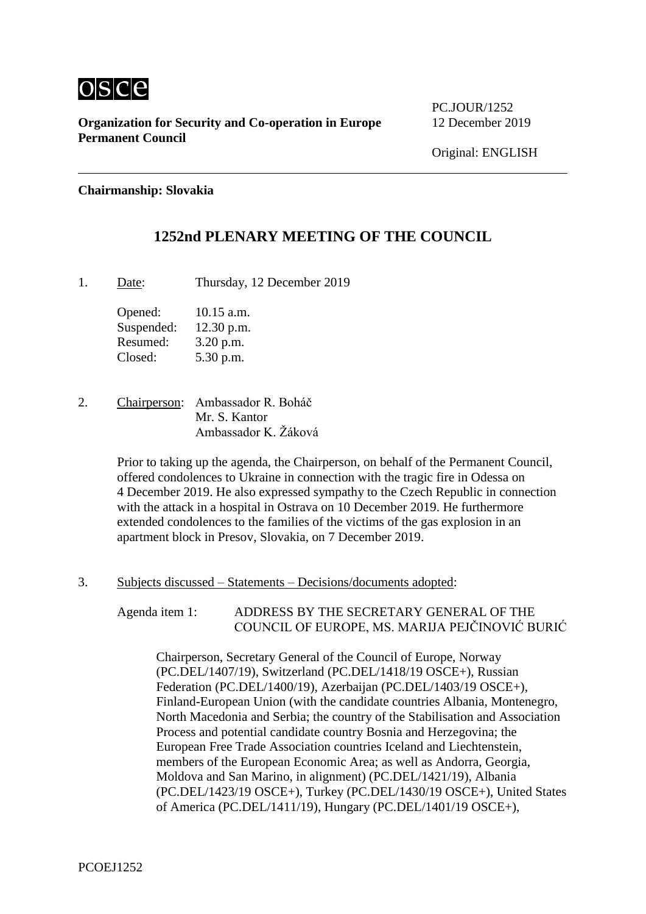**Organization for Security and Co-operation in Europe**
**Permanent Council**

PC.JOUR/1252
12 December 2019

Original: ENGLISH

**Chairmanship: Slovakia**

## 1252nd PLENARY MEETING OF THE COUNCIL

1. Date: Thursday, 12 December 2019

   Opened: 10.15 a.m.
   Suspended: 12.30 p.m.
   Resumed: 3.20 p.m.
   Closed: 5.30 p.m.

2. Chairperson: Ambassador R. Boháč
   Mr. S. Kantor
   Ambassador K. Žáková

   Prior to taking up the agenda, the Chairperson, on behalf of the Permanent Council, offered condolences to Ukraine in connection with the tragic fire in Odessa on 4 December 2019. He also expressed sympathy to the Czech Republic in connection with the attack in a hospital in Ostrava on 10 December 2019. He furthermore extended condolences to the families of the victims of the gas explosion in an apartment block in Presov, Slovakia, on 7 December 2019.

3. Subjects discussed – Statements – Decisions/documents adopted:

   Agenda item 1: ADDRESS BY THE SECRETARY GENERAL OF THE COUNCIL OF EUROPE, MS. MARIJA PEJČINOVIĆ BURIĆ

   Chairperson, Secretary General of the Council of Europe, Norway (PC.DEL/1407/19), Switzerland (PC.DEL/1418/19 OSCE+), Russian Federation (PC.DEL/1400/19), Azerbaijan (PC.DEL/1403/19 OSCE+), Finland-European Union (with the candidate countries Albania, Montenegro, North Macedonia and Serbia; the country of the Stabilisation and Association Process and potential candidate country Bosnia and Herzegovina; the European Free Trade Association countries Iceland and Liechtenstein, members of the European Economic Area; as well as Andorra, Georgia, Moldova and San Marino, in alignment) (PC.DEL/1421/19), Albania (PC.DEL/1423/19 OSCE+), Turkey (PC.DEL/1430/19 OSCE+), United States of America (PC.DEL/1411/19), Hungary (PC.DEL/1401/19 OSCE+),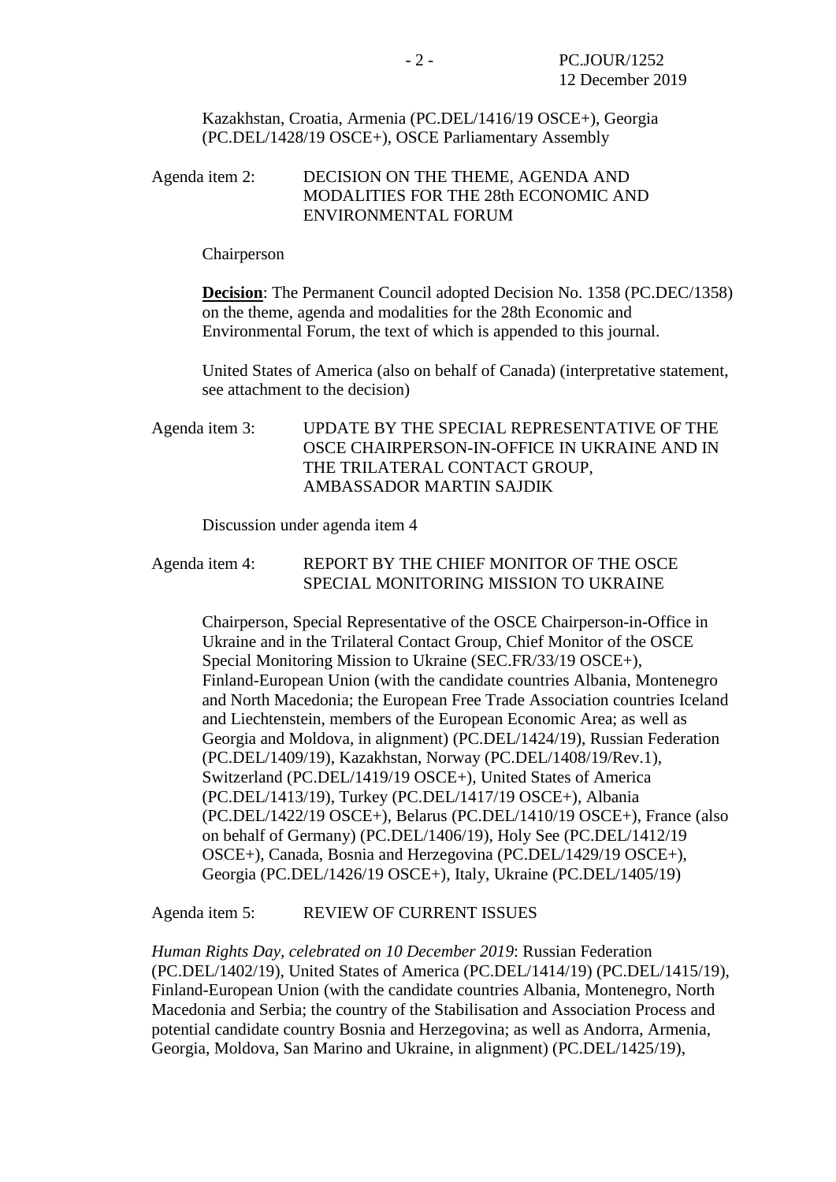Kazakhstan, Croatia, Armenia (PC.DEL/1416/19 OSCE+), Georgia (PC.DEL/1428/19 OSCE+), OSCE Parliamentary Assembly

Agenda item 2: DECISION ON THE THEME, AGENDA AND MODALITIES FOR THE 28th ECONOMIC AND ENVIRONMENTAL FORUM

Chairperson

**Decision**: The Permanent Council adopted Decision No. 1358 (PC.DEC/1358) on the theme, agenda and modalities for the 28th Economic and Environmental Forum, the text of which is appended to this journal.

United States of America (also on behalf of Canada) (interpretative statement, see attachment to the decision)

Agenda item 3: UPDATE BY THE SPECIAL REPRESENTATIVE OF THE OSCE CHAIRPERSON-IN-OFFICE IN UKRAINE AND IN THE TRILATERAL CONTACT GROUP, AMBASSADOR MARTIN SAJDIK

Discussion under agenda item 4

Agenda item 4: REPORT BY THE CHIEF MONITOR OF THE OSCE SPECIAL MONITORING MISSION TO UKRAINE

Chairperson, Special Representative of the OSCE Chairperson-in-Office in Ukraine and in the Trilateral Contact Group, Chief Monitor of the OSCE Special Monitoring Mission to Ukraine (SEC.FR/33/19 OSCE+), Finland-European Union (with the candidate countries Albania, Montenegro and North Macedonia; the European Free Trade Association countries Iceland and Liechtenstein, members of the European Economic Area; as well as Georgia and Moldova, in alignment) (PC.DEL/1424/19), Russian Federation (PC.DEL/1409/19), Kazakhstan, Norway (PC.DEL/1408/19/Rev.1), Switzerland (PC.DEL/1419/19 OSCE+), United States of America (PC.DEL/1413/19), Turkey (PC.DEL/1417/19 OSCE+), Albania (PC.DEL/1422/19 OSCE+), Belarus (PC.DEL/1410/19 OSCE+), France (also on behalf of Germany) (PC.DEL/1406/19), Holy See (PC.DEL/1412/19 OSCE+), Canada, Bosnia and Herzegovina (PC.DEL/1429/19 OSCE+), Georgia (PC.DEL/1426/19 OSCE+), Italy, Ukraine (PC.DEL/1405/19)

Agenda item 5: REVIEW OF CURRENT ISSUES

*Human Rights Day, celebrated on 10 December 2019*: Russian Federation (PC.DEL/1402/19), United States of America (PC.DEL/1414/19) (PC.DEL/1415/19), Finland-European Union (with the candidate countries Albania, Montenegro, North Macedonia and Serbia; the country of the Stabilisation and Association Process and potential candidate country Bosnia and Herzegovina; as well as Andorra, Armenia, Georgia, Moldova, San Marino and Ukraine, in alignment) (PC.DEL/1425/19),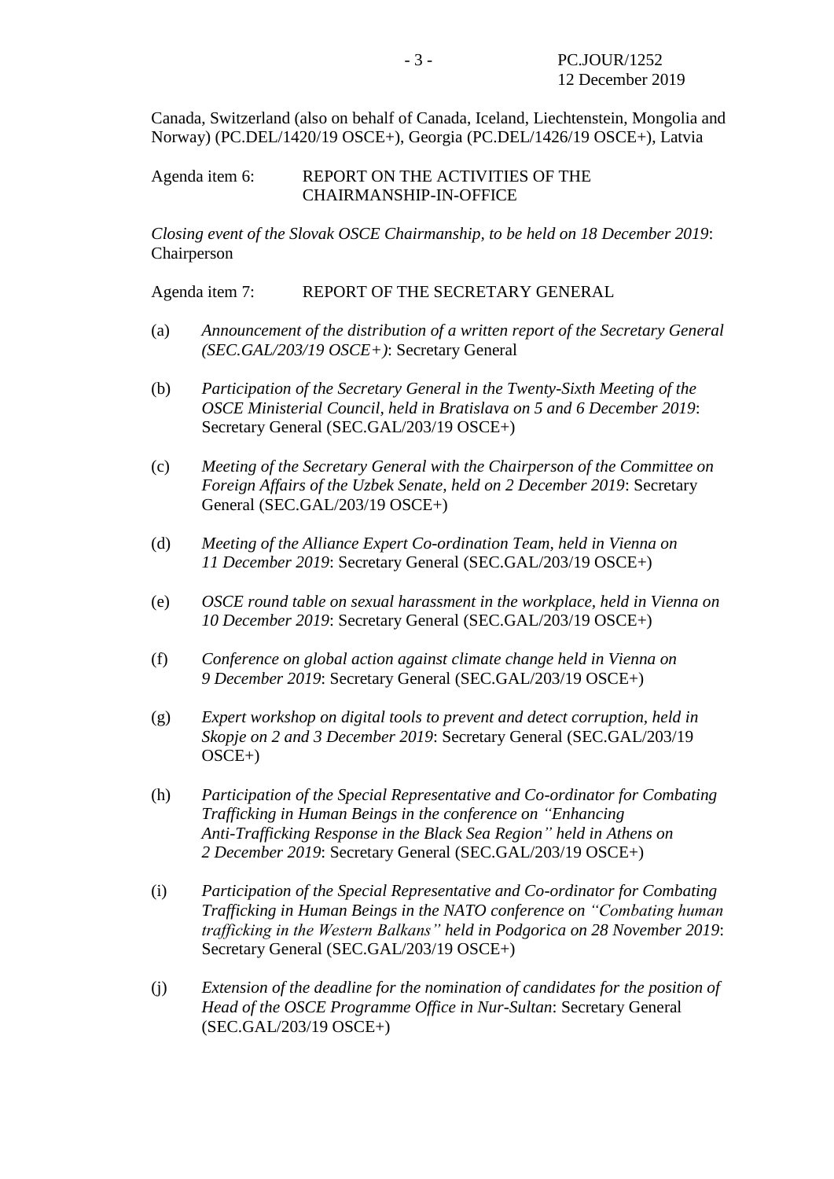Canada, Switzerland (also on behalf of Canada, Iceland, Liechtenstein, Mongolia and Norway) (PC.DEL/1420/19 OSCE+), Georgia (PC.DEL/1426/19 OSCE+), Latvia

Agenda item 6: REPORT ON THE ACTIVITIES OF THE CHAIRMANSHIP-IN-OFFICE

*Closing event of the Slovak OSCE Chairmanship, to be held on 18 December 2019*: Chairperson

Agenda item 7: REPORT OF THE SECRETARY GENERAL

(a) *Announcement of the distribution of a written report of the Secretary General (SEC.GAL/203/19 OSCE+)*: Secretary General

(b) *Participation of the Secretary General in the Twenty-Sixth Meeting of the OSCE Ministerial Council, held in Bratislava on 5 and 6 December 2019*: Secretary General (SEC.GAL/203/19 OSCE+)

(c) *Meeting of the Secretary General with the Chairperson of the Committee on Foreign Affairs of the Uzbek Senate, held on 2 December 2019*: Secretary General (SEC.GAL/203/19 OSCE+)

(d) *Meeting of the Alliance Expert Co-ordination Team, held in Vienna on 11 December 2019*: Secretary General (SEC.GAL/203/19 OSCE+)

(e) *OSCE round table on sexual harassment in the workplace, held in Vienna on 10 December 2019*: Secretary General (SEC.GAL/203/19 OSCE+)

(f) *Conference on global action against climate change held in Vienna on 9 December 2019*: Secretary General (SEC.GAL/203/19 OSCE+)

(g) *Expert workshop on digital tools to prevent and detect corruption, held in Skopje on 2 and 3 December 2019*: Secretary General (SEC.GAL/203/19 OSCE+)

(h) *Participation of the Special Representative and Co-ordinator for Combating Trafficking in Human Beings in the conference on "Enhancing Anti-Trafficking Response in the Black Sea Region" held in Athens on 2 December 2019*: Secretary General (SEC.GAL/203/19 OSCE+)

(i) *Participation of the Special Representative and Co-ordinator for Combating Trafficking in Human Beings in the NATO conference on "Combating human trafficking in the Western Balkans" held in Podgorica on 28 November 2019*: Secretary General (SEC.GAL/203/19 OSCE+)

(j) *Extension of the deadline for the nomination of candidates for the position of Head of the OSCE Programme Office in Nur-Sultan*: Secretary General (SEC.GAL/203/19 OSCE+)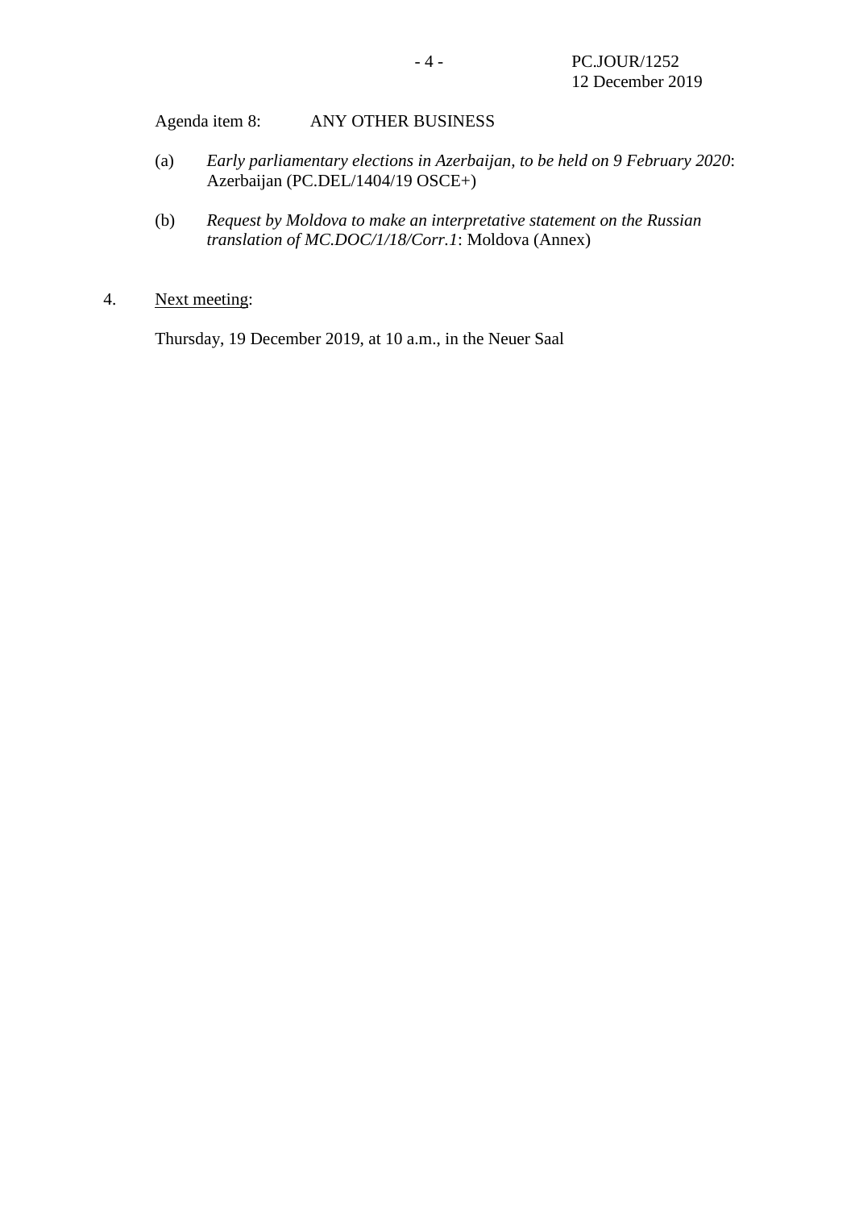Agenda item 8: ANY OTHER BUSINESS

(a) *Early parliamentary elections in Azerbaijan, to be held on 9 February 2020*: Azerbaijan (PC.DEL/1404/19 OSCE+)

(b) *Request by Moldova to make an interpretative statement on the Russian translation of MC.DOC/1/18/Corr.1*: Moldova (Annex)

4. Next meeting:

Thursday, 19 December 2019, at 10 a.m., in the Neuer Saal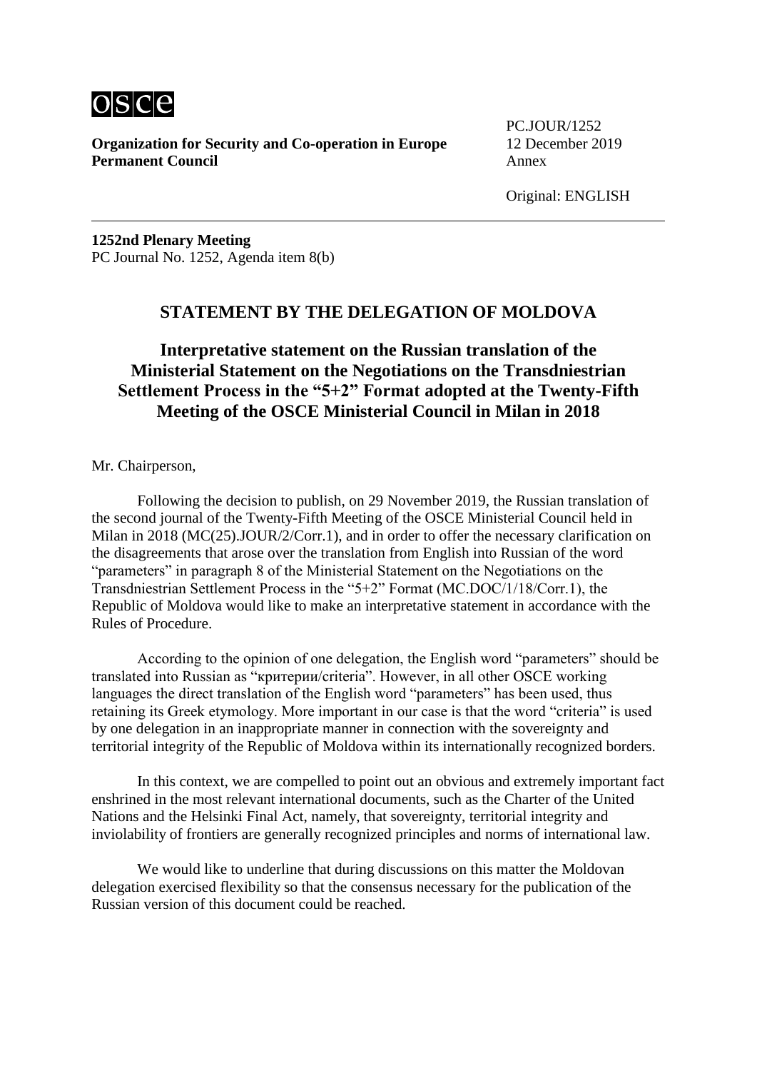**Organization for Security and Co-operation in Europe**
**Permanent Council**

PC.JOUR/1252
12 December 2019
Annex

Original: ENGLISH

**1252nd Plenary Meeting**
PC Journal No. 1252, Agenda item 8(b)

## STATEMENT BY THE DELEGATION OF MOLDOVA

## Interpretative statement on the Russian translation of the Ministerial Statement on the Negotiations on the Transdniestrian Settlement Process in the "5+2" Format adopted at the Twenty-Fifth Meeting of the OSCE Ministerial Council in Milan in 2018

Mr. Chairperson,

Following the decision to publish, on 29 November 2019, the Russian translation of the second journal of the Twenty-Fifth Meeting of the OSCE Ministerial Council held in Milan in 2018 (MC(25).JOUR/2/Corr.1), and in order to offer the necessary clarification on the disagreements that arose over the translation from English into Russian of the word "parameters" in paragraph 8 of the Ministerial Statement on the Negotiations on the Transdniestrian Settlement Process in the "5+2" Format (MC.DOC/1/18/Corr.1), the Republic of Moldova would like to make an interpretative statement in accordance with the Rules of Procedure.

According to the opinion of one delegation, the English word "parameters" should be translated into Russian as "критерии/criteria". However, in all other OSCE working languages the direct translation of the English word "parameters" has been used, thus retaining its Greek etymology. More important in our case is that the word "criteria" is used by one delegation in an inappropriate manner in connection with the sovereignty and territorial integrity of the Republic of Moldova within its internationally recognized borders.

In this context, we are compelled to point out an obvious and extremely important fact enshrined in the most relevant international documents, such as the Charter of the United Nations and the Helsinki Final Act, namely, that sovereignty, territorial integrity and inviolability of frontiers are generally recognized principles and norms of international law.

We would like to underline that during discussions on this matter the Moldovan delegation exercised flexibility so that the consensus necessary for the publication of the Russian version of this document could be reached.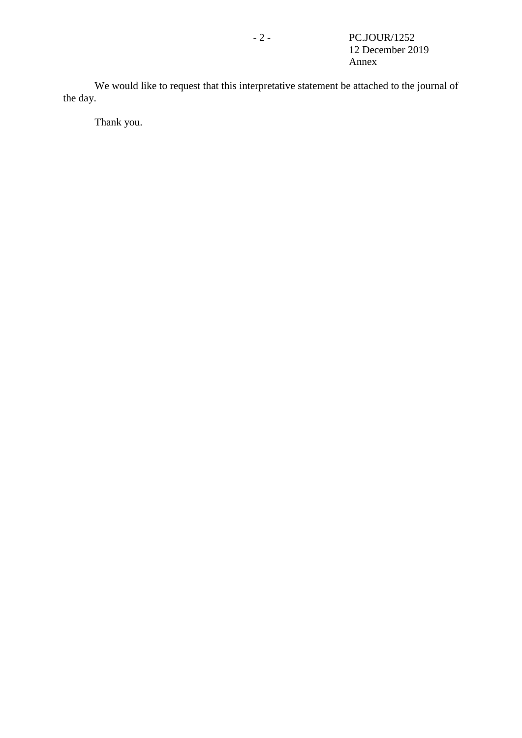We would like to request that this interpretative statement be attached to the journal of the day.

Thank you.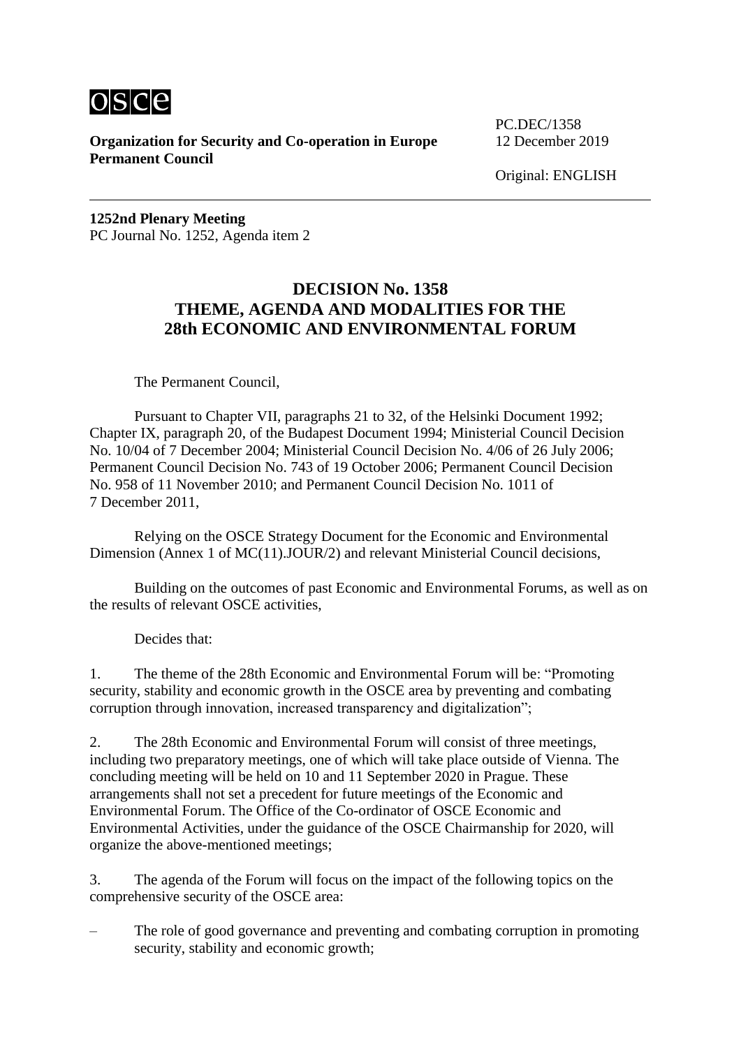**Organization for Security and Co-operation in Europe**
**Permanent Council**

PC.DEC/1358
12 December 2019

Original: ENGLISH

**1252nd Plenary Meeting**
PC Journal No. 1252, Agenda item 2

## DECISION No. 1358
## THEME, AGENDA AND MODALITIES FOR THE 28th ECONOMIC AND ENVIRONMENTAL FORUM

The Permanent Council,

Pursuant to Chapter VII, paragraphs 21 to 32, of the Helsinki Document 1992; Chapter IX, paragraph 20, of the Budapest Document 1994; Ministerial Council Decision No. 10/04 of 7 December 2004; Ministerial Council Decision No. 4/06 of 26 July 2006; Permanent Council Decision No. 743 of 19 October 2006; Permanent Council Decision No. 958 of 11 November 2010; and Permanent Council Decision No. 1011 of 7 December 2011,

Relying on the OSCE Strategy Document for the Economic and Environmental Dimension (Annex 1 of MC(11).JOUR/2) and relevant Ministerial Council decisions,

Building on the outcomes of past Economic and Environmental Forums, as well as on the results of relevant OSCE activities,

Decides that:

1. The theme of the 28th Economic and Environmental Forum will be: "Promoting security, stability and economic growth in the OSCE area by preventing and combating corruption through innovation, increased transparency and digitalization";

2. The 28th Economic and Environmental Forum will consist of three meetings, including two preparatory meetings, one of which will take place outside of Vienna. The concluding meeting will be held on 10 and 11 September 2020 in Prague. These arrangements shall not set a precedent for future meetings of the Economic and Environmental Forum. The Office of the Co-ordinator of OSCE Economic and Environmental Activities, under the guidance of the OSCE Chairmanship for 2020, will organize the above-mentioned meetings;

3. The agenda of the Forum will focus on the impact of the following topics on the comprehensive security of the OSCE area:

– The role of good governance and preventing and combating corruption in promoting security, stability and economic growth;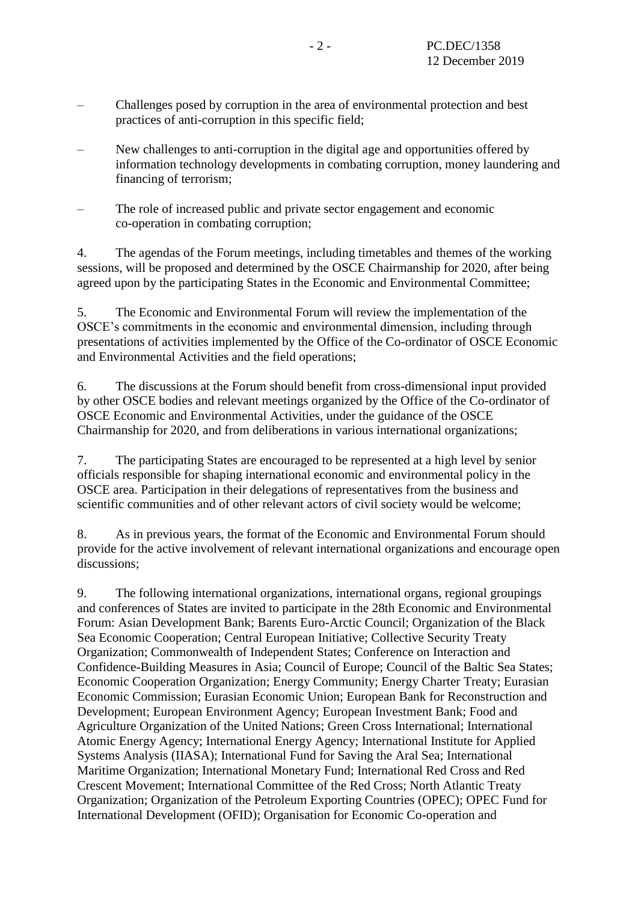– Challenges posed by corruption in the area of environmental protection and best practices of anti-corruption in this specific field;

– New challenges to anti-corruption in the digital age and opportunities offered by information technology developments in combating corruption, money laundering and financing of terrorism;

– The role of increased public and private sector engagement and economic co-operation in combating corruption;

4. The agendas of the Forum meetings, including timetables and themes of the working sessions, will be proposed and determined by the OSCE Chairmanship for 2020, after being agreed upon by the participating States in the Economic and Environmental Committee;

5. The Economic and Environmental Forum will review the implementation of the OSCE's commitments in the economic and environmental dimension, including through presentations of activities implemented by the Office of the Co-ordinator of OSCE Economic and Environmental Activities and the field operations;

6. The discussions at the Forum should benefit from cross-dimensional input provided by other OSCE bodies and relevant meetings organized by the Office of the Co-ordinator of OSCE Economic and Environmental Activities, under the guidance of the OSCE Chairmanship for 2020, and from deliberations in various international organizations;

7. The participating States are encouraged to be represented at a high level by senior officials responsible for shaping international economic and environmental policy in the OSCE area. Participation in their delegations of representatives from the business and scientific communities and of other relevant actors of civil society would be welcome;

8. As in previous years, the format of the Economic and Environmental Forum should provide for the active involvement of relevant international organizations and encourage open discussions;

9. The following international organizations, international organs, regional groupings and conferences of States are invited to participate in the 28th Economic and Environmental Forum: Asian Development Bank; Barents Euro-Arctic Council; Organization of the Black Sea Economic Cooperation; Central European Initiative; Collective Security Treaty Organization; Commonwealth of Independent States; Conference on Interaction and Confidence-Building Measures in Asia; Council of Europe; Council of the Baltic Sea States; Economic Cooperation Organization; Energy Community; Energy Charter Treaty; Eurasian Economic Commission; Eurasian Economic Union; European Bank for Reconstruction and Development; European Environment Agency; European Investment Bank; Food and Agriculture Organization of the United Nations; Green Cross International; International Atomic Energy Agency; International Energy Agency; International Institute for Applied Systems Analysis (IIASA); International Fund for Saving the Aral Sea; International Maritime Organization; International Monetary Fund; International Red Cross and Red Crescent Movement; International Committee of the Red Cross; North Atlantic Treaty Organization; Organization of the Petroleum Exporting Countries (OPEC); OPEC Fund for International Development (OFID); Organisation for Economic Co-operation and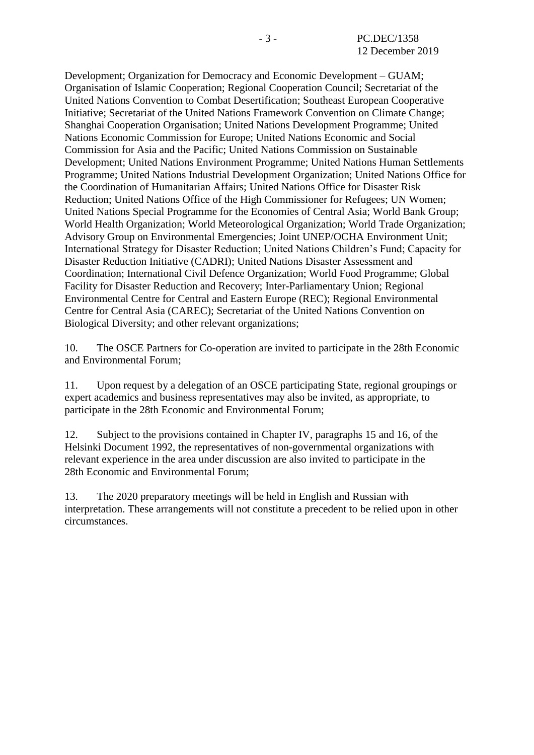Development; Organization for Democracy and Economic Development – GUAM; Organisation of Islamic Cooperation; Regional Cooperation Council; Secretariat of the United Nations Convention to Combat Desertification; Southeast European Cooperative Initiative; Secretariat of the United Nations Framework Convention on Climate Change; Shanghai Cooperation Organisation; United Nations Development Programme; United Nations Economic Commission for Europe; United Nations Economic and Social Commission for Asia and the Pacific; United Nations Commission on Sustainable Development; United Nations Environment Programme; United Nations Human Settlements Programme; United Nations Industrial Development Organization; United Nations Office for the Coordination of Humanitarian Affairs; United Nations Office for Disaster Risk Reduction; United Nations Office of the High Commissioner for Refugees; UN Women; United Nations Special Programme for the Economies of Central Asia; World Bank Group; World Health Organization; World Meteorological Organization; World Trade Organization; Advisory Group on Environmental Emergencies; Joint UNEP/OCHA Environment Unit; International Strategy for Disaster Reduction; United Nations Children's Fund; Capacity for Disaster Reduction Initiative (CADRI); United Nations Disaster Assessment and Coordination; International Civil Defence Organization; World Food Programme; Global Facility for Disaster Reduction and Recovery; Inter-Parliamentary Union; Regional Environmental Centre for Central and Eastern Europe (REC); Regional Environmental Centre for Central Asia (CAREC); Secretariat of the United Nations Convention on Biological Diversity; and other relevant organizations;

10. The OSCE Partners for Co-operation are invited to participate in the 28th Economic and Environmental Forum;

11. Upon request by a delegation of an OSCE participating State, regional groupings or expert academics and business representatives may also be invited, as appropriate, to participate in the 28th Economic and Environmental Forum;

12. Subject to the provisions contained in Chapter IV, paragraphs 15 and 16, of the Helsinki Document 1992, the representatives of non-governmental organizations with relevant experience in the area under discussion are also invited to participate in the 28th Economic and Environmental Forum;

13. The 2020 preparatory meetings will be held in English and Russian with interpretation. These arrangements will not constitute a precedent to be relied upon in other circumstances.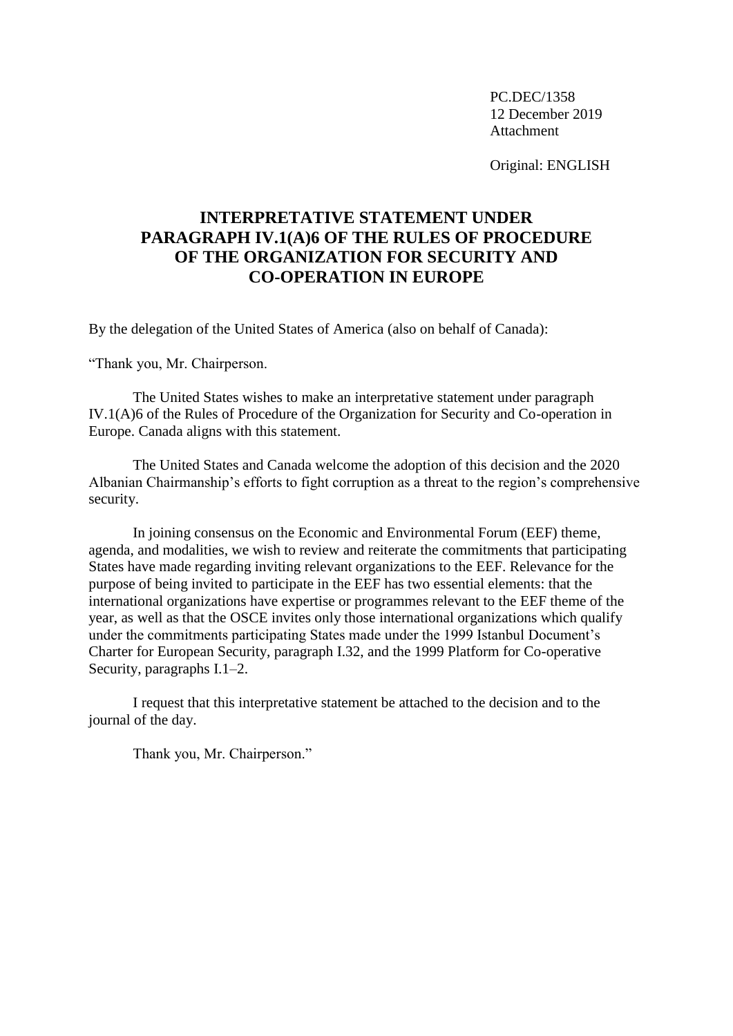PC.DEC/1358
12 December 2019
Attachment

Original: ENGLISH

# INTERPRETATIVE STATEMENT UNDER PARAGRAPH IV.1(A)6 OF THE RULES OF PROCEDURE OF THE ORGANIZATION FOR SECURITY AND CO-OPERATION IN EUROPE

By the delegation of the United States of America (also on behalf of Canada):

"Thank you, Mr. Chairperson.

The United States wishes to make an interpretative statement under paragraph IV.1(A)6 of the Rules of Procedure of the Organization for Security and Co-operation in Europe. Canada aligns with this statement.

The United States and Canada welcome the adoption of this decision and the 2020 Albanian Chairmanship's efforts to fight corruption as a threat to the region's comprehensive security.

In joining consensus on the Economic and Environmental Forum (EEF) theme, agenda, and modalities, we wish to review and reiterate the commitments that participating States have made regarding inviting relevant organizations to the EEF. Relevance for the purpose of being invited to participate in the EEF has two essential elements: that the international organizations have expertise or programmes relevant to the EEF theme of the year, as well as that the OSCE invites only those international organizations which qualify under the commitments participating States made under the 1999 Istanbul Document's Charter for European Security, paragraph I.32, and the 1999 Platform for Co-operative Security, paragraphs I.1–2.

I request that this interpretative statement be attached to the decision and to the journal of the day.

Thank you, Mr. Chairperson."